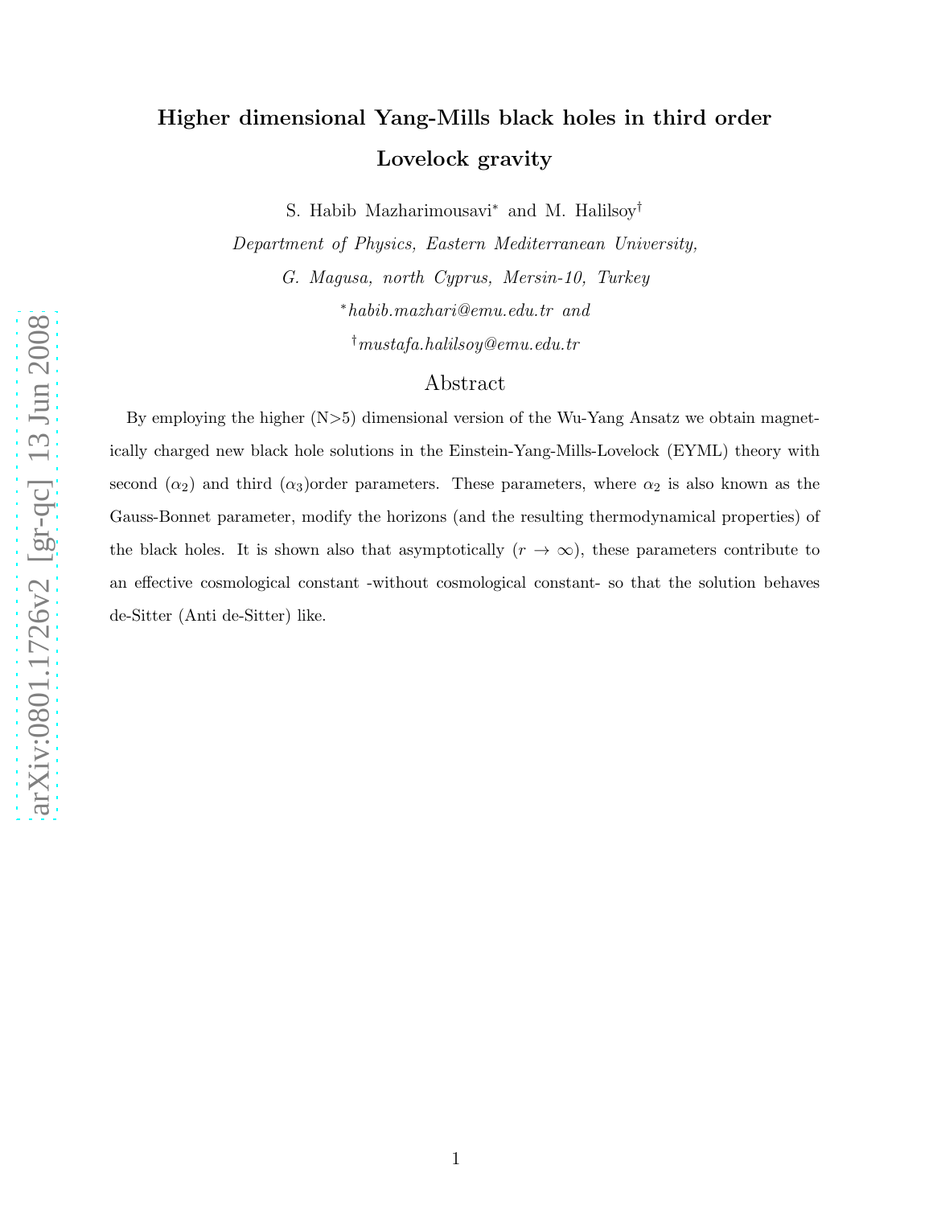# Higher dimensional Yang-Mills black holes in third order Lovelock gravity

S. Habib Mazharimousavi[*] and M. Halilsoy[†]

*Department of Physics, Eastern Mediterranean University,*

*G. Magusa, north Cyprus, Mersin-10, Turkey*

[*]*habib.mazhari@emu.edu.tr and*

[†]*mustafa.halilsoy@emu.edu.tr*

## Abstract

By employing the higher (N>5) dimensional version of the Wu-Yang Ansatz we obtain magnetically charged new black hole solutions in the Einstein-Yang-Mills-Lovelock (EYML) theory with second ($\alpha_2$) and third ($\alpha_3$)order parameters. These parameters, where $\alpha_2$ is also known as the Gauss-Bonnet parameter, modify the horizons (and the resulting thermodynamical properties) of the black holes. It is shown also that asymptotically ($r \to \infty$), these parameters contribute to an effective cosmological constant -without cosmological constant- so that the solution behaves de-Sitter (Anti de-Sitter) like.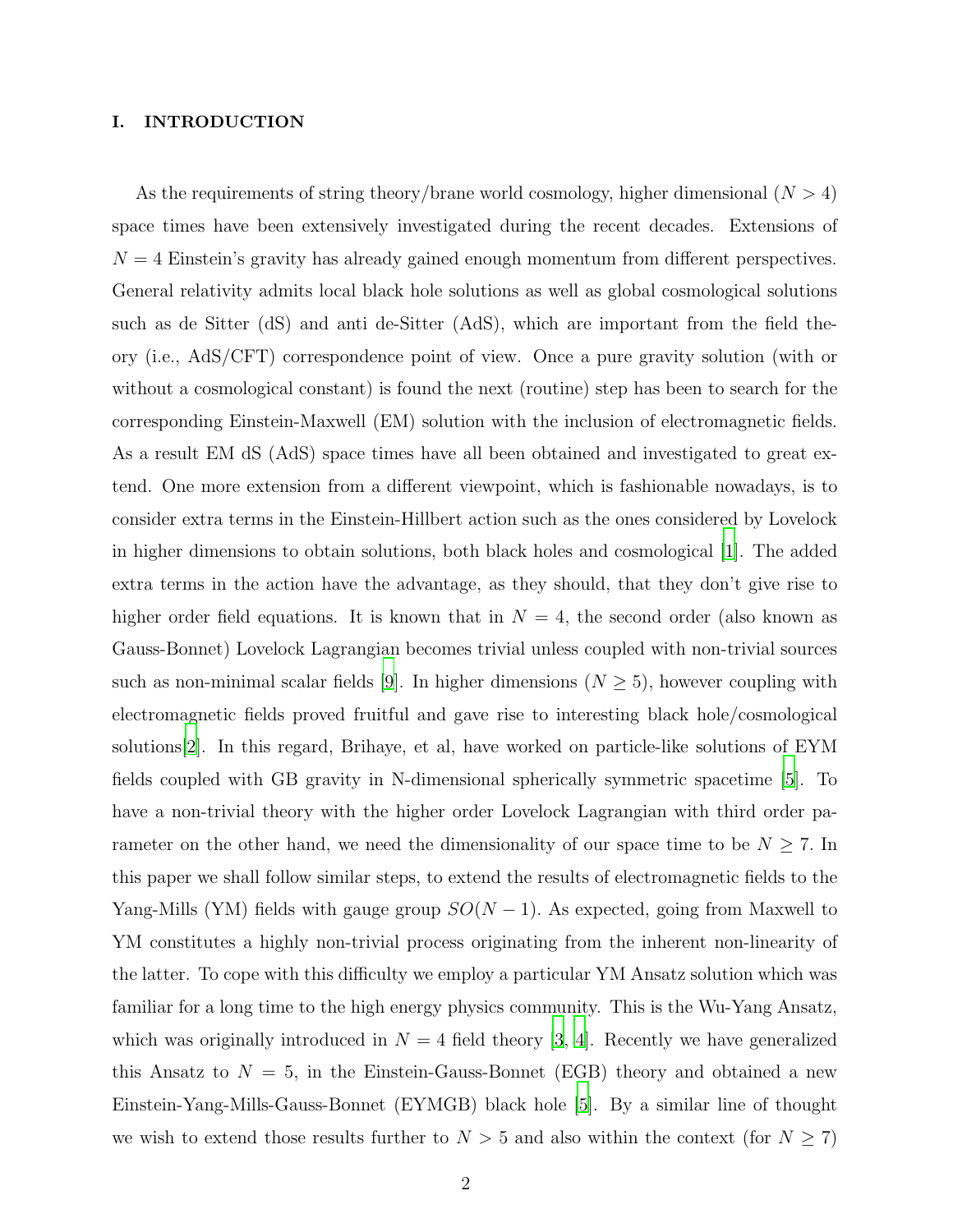## I. INTRODUCTION

As the requirements of string theory/brane world cosmology, higher dimensional ($N > 4$) space times have been extensively investigated during the recent decades. Extensions of $N = 4$ Einstein's gravity has already gained enough momentum from different perspectives. General relativity admits local black hole solutions as well as global cosmological solutions such as de Sitter (dS) and anti de-Sitter (AdS), which are important from the field theory (i.e., AdS/CFT) correspondence point of view. Once a pure gravity solution (with or without a cosmological constant) is found the next (routine) step has been to search for the corresponding Einstein-Maxwell (EM) solution with the inclusion of electromagnetic fields. As a result EM dS (AdS) space times have all been obtained and investigated to great extend. One more extension from a different viewpoint, which is fashionable nowadays, is to consider extra terms in the Einstein-Hillbert action such as the ones considered by Lovelock in higher dimensions to obtain solutions, both black holes and cosmological [1]. The added extra terms in the action have the advantage, as they should, that they don't give rise to higher order field equations. It is known that in $N = 4$, the second order (also known as Gauss-Bonnet) Lovelock Lagrangian becomes trivial unless coupled with non-trivial sources such as non-minimal scalar fields [9]. In higher dimensions ($N \geq 5$), however coupling with electromagnetic fields proved fruitful and gave rise to interesting black hole/cosmological solutions[2]. In this regard, Brihaye, et al, have worked on particle-like solutions of EYM fields coupled with GB gravity in N-dimensional spherically symmetric spacetime [5]. To have a non-trivial theory with the higher order Lovelock Lagrangian with third order parameter on the other hand, we need the dimensionality of our space time to be $N \geq 7$. In this paper we shall follow similar steps, to extend the results of electromagnetic fields to the Yang-Mills (YM) fields with gauge group $SO(N-1)$. As expected, going from Maxwell to YM constitutes a highly non-trivial process originating from the inherent non-linearity of the latter. To cope with this difficulty we employ a particular YM Ansatz solution which was familiar for a long time to the high energy physics community. This is the Wu-Yang Ansatz, which was originally introduced in $N = 4$ field theory [3, 4]. Recently we have generalized this Ansatz to $N = 5$, in the Einstein-Gauss-Bonnet (EGB) theory and obtained a new Einstein-Yang-Mills-Gauss-Bonnet (EYMGB) black hole [5]. By a similar line of thought we wish to extend those results further to $N > 5$ and also within the context (for $N \geq 7$)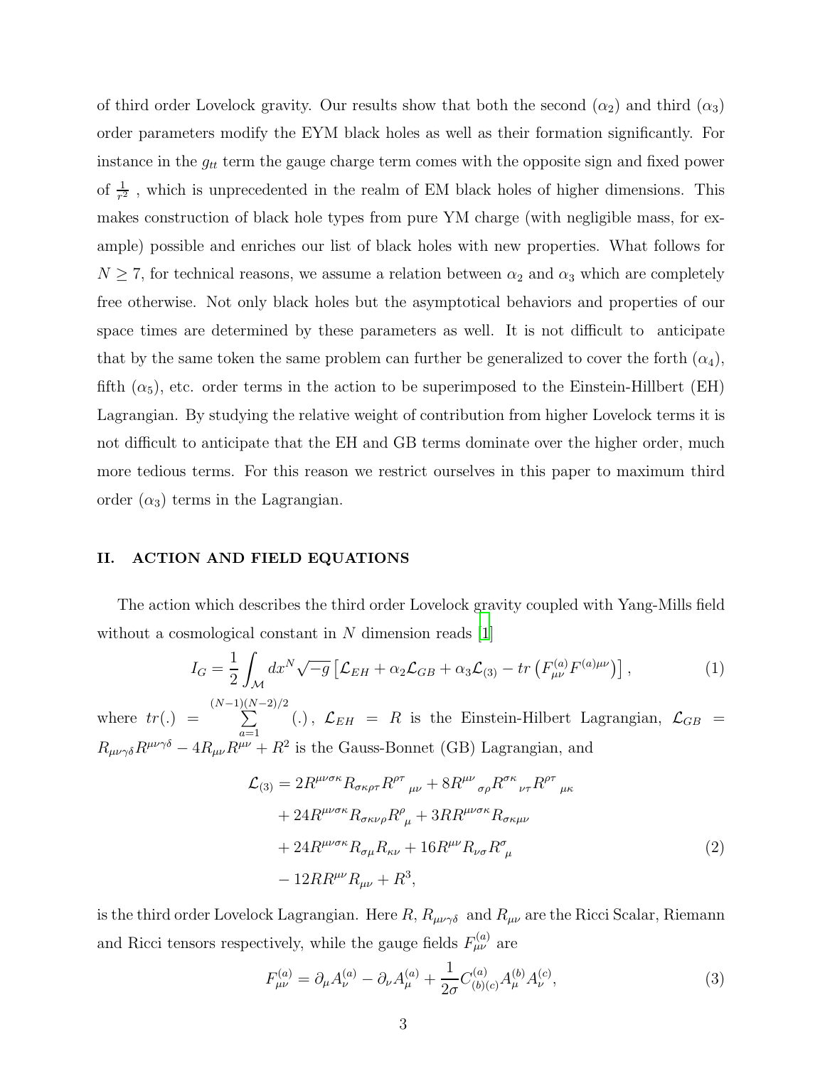of third order Lovelock gravity. Our results show that both the second ($\alpha_2$) and third ($\alpha_3$) order parameters modify the EYM black holes as well as their formation significantly. For instance in the $g_{tt}$ term the gauge charge term comes with the opposite sign and fixed power of $\frac{1}{r^2}$ , which is unprecedented in the realm of EM black holes of higher dimensions. This makes construction of black hole types from pure YM charge (with negligible mass, for example) possible and enriches our list of black holes with new properties. What follows for $N \geq 7$, for technical reasons, we assume a relation between $\alpha_2$ and $\alpha_3$ which are completely free otherwise. Not only black holes but the asymptotical behaviors and properties of our space times are determined by these parameters as well. It is not difficult to anticipate that by the same token the same problem can further be generalized to cover the forth ($\alpha_4$), fifth ($\alpha_5$), etc. order terms in the action to be superimposed to the Einstein-Hillbert (EH) Lagrangian. By studying the relative weight of contribution from higher Lovelock terms it is not difficult to anticipate that the EH and GB terms dominate over the higher order, much more tedious terms. For this reason we restrict ourselves in this paper to maximum third order ($\alpha_3$) terms in the Lagrangian.

## II. ACTION AND FIELD EQUATIONS

The action which describes the third order Lovelock gravity coupled with Yang-Mills field without a cosmological constant in $N$ dimension reads [1]

$$I_G = \frac{1}{2} \int_{\mathcal{M}} dx^N \sqrt{-g} \left[ \mathcal{L}_{EH} + \alpha_2 \mathcal{L}_{GB} + \alpha_3 \mathcal{L}_{(3)} - tr \left( F^{(a)}_{\mu\nu} F^{(a)\mu\nu} \right) \right], \tag{1}$$

where $tr(.) = \sum_{a=1}^{(N-1)(N-2)/2} (.)$, $\mathcal{L}_{EH} = R$ is the Einstein-Hilbert Lagrangian, $\mathcal{L}_{GB} = R_{\mu\nu\gamma\delta} R^{\mu\nu\gamma\delta} - 4 R_{\mu\nu} R^{\mu\nu} + R^2$ is the Gauss-Bonnet (GB) Lagrangian, and

$$\begin{aligned}
\mathcal{L}_{(3)} &= 2 R^{\mu\nu\sigma\kappa} R_{\sigma\kappa\rho\tau} R^{\rho\tau}{}_{\mu\nu} + 8 R^{\mu\nu}{}_{\sigma\rho} R^{\sigma\kappa}{}_{\nu\tau} R^{\rho\tau}{}_{\mu\kappa} \\
&+ 24 R^{\mu\nu\sigma\kappa} R_{\sigma\kappa\nu\rho} R^{\rho}{}_{\mu} + 3 R R^{\mu\nu\sigma\kappa} R_{\sigma\kappa\mu\nu} \\
&+ 24 R^{\mu\nu\sigma\kappa} R_{\sigma\mu} R_{\kappa\nu} + 16 R^{\mu\nu} R_{\nu\sigma} R^{\sigma}{}_{\mu} \\
&- 12 R R^{\mu\nu} R_{\mu\nu} + R^3,
\end{aligned} \tag{2}$$

is the third order Lovelock Lagrangian. Here $R$, $R_{\mu\nu\gamma\delta}$ and $R_{\mu\nu}$ are the Ricci Scalar, Riemann and Ricci tensors respectively, while the gauge fields $F^{(a)}_{\mu\nu}$ are

$$F^{(a)}_{\mu\nu} = \partial_\mu A^{(a)}_\nu - \partial_\nu A^{(a)}_\mu + \frac{1}{2\sigma} C^{(a)}_{(b)(c)} A^{(b)}_\mu A^{(c)}_\nu, \tag{3}$$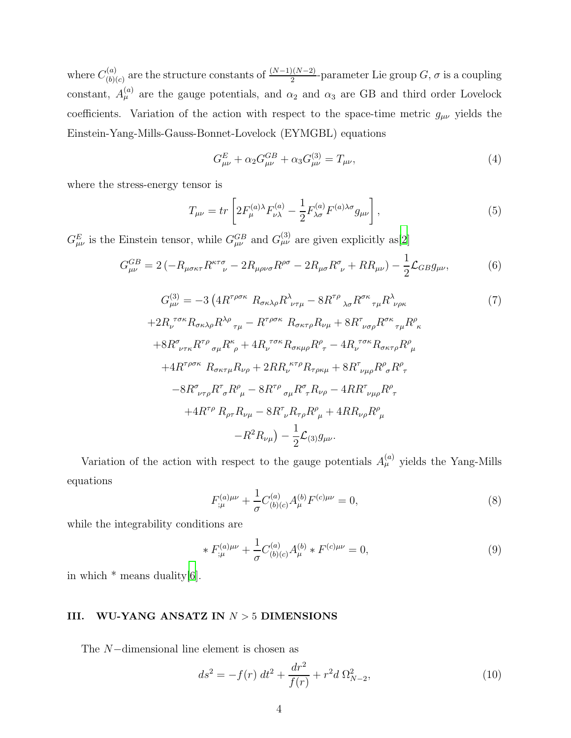where $C^{(a)}_{(b)(c)}$ are the structure constants of $\frac{(N-1)(N-2)}{2}$-parameter Lie group $G$, $\sigma$ is a coupling constant, $A^{(a)}_{\mu}$ are the gauge potentials, and $\alpha_2$ and $\alpha_3$ are GB and third order Lovelock coefficients. Variation of the action with respect to the space-time metric $g_{\mu\nu}$ yields the Einstein-Yang-Mills-Gauss-Bonnet-Lovelock (EYMGBL) equations

$$G^E_{\mu\nu} + \alpha_2 G^{GB}_{\mu\nu} + \alpha_3 G^{(3)}_{\mu\nu} = T_{\mu\nu}, \tag{4}$$

where the stress-energy tensor is

$$T_{\mu\nu} = tr\left[2F^{(a)\lambda}_{\mu} F^{(a)}_{\nu\lambda} - \frac{1}{2} F^{(a)}_{\lambda\sigma} F^{(a)\lambda\sigma} g_{\mu\nu}\right], \tag{5}$$

$G^E_{\mu\nu}$ is the Einstein tensor, while $G^{GB}_{\mu\nu}$ and $G^{(3)}_{\mu\nu}$ are given explicitly as[2]

$$G^{GB}_{\mu\nu} = 2\left(-R_{\mu\sigma\kappa\tau}R^{\kappa\tau\sigma}{}_{\nu} - 2R_{\mu\rho\nu\sigma}R^{\rho\sigma} - 2R_{\mu\sigma}R^{\sigma}{}_{\nu} + RR_{\mu\nu}\right) - \frac{1}{2}\mathcal{L}_{GB}g_{\mu\nu}, \tag{6}$$

$$\begin{aligned}
G^{(3)}_{\mu\nu} = &-3\left(4R^{\tau\rho\sigma\kappa}\ R_{\sigma\kappa\lambda\rho}R^{\lambda}{}_{\nu\tau\mu} - 8R^{\tau\rho}{}_{\lambda\sigma}R^{\sigma\kappa}{}_{\tau\mu}R^{\lambda}{}_{\nu\rho\kappa}\right. \\
&+2R_{\nu}{}^{\tau\sigma\kappa}R_{\sigma\kappa\lambda\rho}R^{\lambda\rho}{}_{\tau\mu} - R^{\tau\rho\sigma\kappa}\ R_{\sigma\kappa\tau\rho}R_{\nu\mu} + 8R^{\tau}{}_{\nu\sigma\rho}R^{\sigma\kappa}{}_{\tau\mu}R^{\rho}{}_{\kappa} \\
&+8R^{\sigma}{}_{\nu\tau\kappa}R^{\tau\rho}{}_{\sigma\mu}R^{\kappa}{}_{\rho} + 4R_{\nu}{}^{\tau\sigma\kappa}R_{\sigma\kappa\mu\rho}R^{\rho}{}_{\tau} - 4R_{\nu}{}^{\tau\sigma\kappa}R_{\sigma\kappa\tau\rho}R^{\rho}{}_{\mu} \\
&+4R^{\tau\rho\sigma\kappa}\ R_{\sigma\kappa\tau\mu}R_{\nu\rho} + 2RR_{\nu}{}^{\kappa\tau\rho}R_{\tau\rho\kappa\mu} + 8R^{\tau}{}_{\nu\mu\rho}R^{\rho}{}_{\sigma}R^{\rho}{}_{\tau} \\
&-8R^{\sigma}{}_{\nu\tau\rho}R^{\tau}{}_{\sigma}R^{\rho}{}_{\mu} - 8R^{\tau\rho}{}_{\sigma\mu}R^{\sigma}{}_{\tau}R_{\nu\rho} - 4RR^{\tau}{}_{\nu\mu\rho}R^{\rho}{}_{\tau} \\
&+4R^{\tau\rho}\ R_{\rho\tau}R_{\nu\mu} - 8R^{\tau}{}_{\nu}R_{\tau\rho}R^{\rho}{}_{\mu} + 4RR_{\nu\rho}R^{\rho}{}_{\mu} \\
&\left.-R^2R_{\nu\mu}\right) - \frac{1}{2}\mathcal{L}_{(3)}g_{\mu\nu}.
\end{aligned} \tag{7}$$

Variation of the action with respect to the gauge potentials $A^{(a)}_{\mu}$ yields the Yang-Mills equations

$$F^{(a)\mu\nu}_{;\mu} + \frac{1}{\sigma}C^{(a)}_{(b)(c)}A^{(b)}_{\mu}F^{(c)\mu\nu} = 0, \tag{8}$$

while the integrability conditions are

$$* F^{(a)\mu\nu}_{;\mu} + \frac{1}{\sigma}C^{(a)}_{(b)(c)}A^{(b)}_{\mu} * F^{(c)\mu\nu} = 0, \tag{9}$$

in which * means duality[6].

## III. WU-YANG ANSATZ IN $N > 5$ DIMENSIONS

The $N-$dimensional line element is chosen as

$$ds^2 = -f(r)\ dt^2 + \frac{dr^2}{f(r)} + r^2 d\ \Omega^2_{N-2}, \tag{10}$$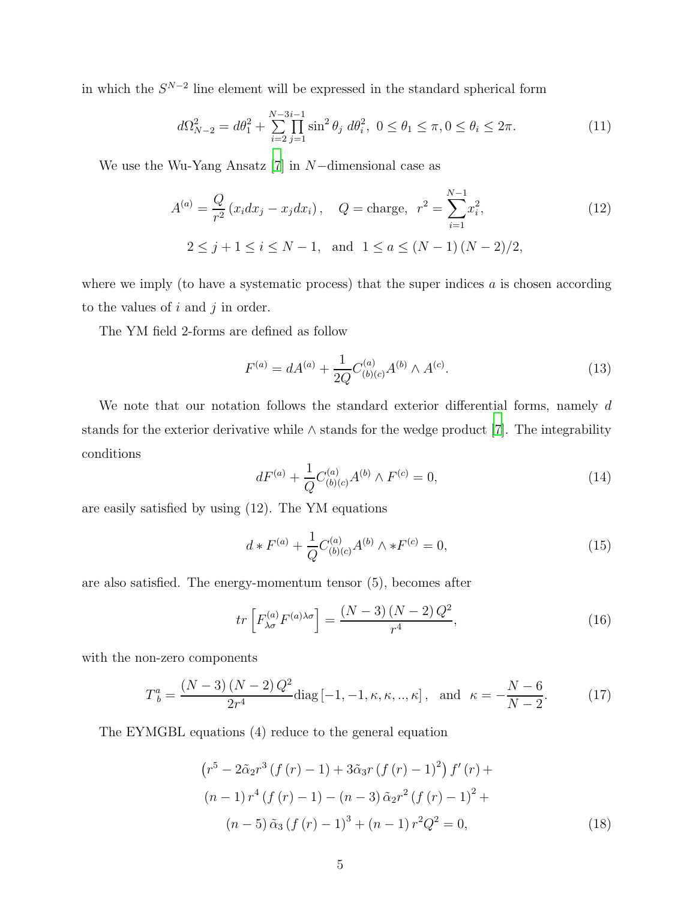in which the $S^{N-2}$ line element will be expressed in the standard spherical form

$$d\Omega_{N-2}^2 = d\theta_1^2 + \sum_{i=2}^{N-3} \prod_{j=1}^{i-1} \sin^2\theta_j \, d\theta_i^2, \;\; 0 \le \theta_1 \le \pi, 0 \le \theta_i \le 2\pi. \tag{11}$$

We use the Wu-Yang Ansatz [7] in $N-$dimensional case as

$$A^{(a)} = \frac{Q}{r^2}\left(x_i dx_j - x_j dx_i\right), \quad Q = \text{charge}, \;\; r^2 = \sum_{i=1}^{N-1} x_i^2, \tag{12}$$

$$2 \le j+1 \le i \le N-1, \;\; \text{and} \;\; 1 \le a \le (N-1)(N-2)/2,$$

where we imply (to have a systematic process) that the super indices $a$ is chosen according to the values of $i$ and $j$ in order.

The YM field 2-forms are defined as follow

$$F^{(a)} = dA^{(a)} + \frac{1}{2Q} C^{(a)}_{(b)(c)} A^{(b)} \wedge A^{(c)}. \tag{13}$$

We note that our notation follows the standard exterior differential forms, namely $d$ stands for the exterior derivative while $\wedge$ stands for the wedge product [7]. The integrability conditions

$$dF^{(a)} + \frac{1}{Q} C^{(a)}_{(b)(c)} A^{(b)} \wedge F^{(c)} = 0, \tag{14}$$

are easily satisfied by using (12). The YM equations

$$d * F^{(a)} + \frac{1}{Q} C^{(a)}_{(b)(c)} A^{(b)} \wedge *F^{(c)} = 0, \tag{15}$$

are also satisfied. The energy-momentum tensor (5), becomes after

$$tr\left[F^{(a)}_{\lambda\sigma} F^{(a)\lambda\sigma}\right] = \frac{(N-3)(N-2)Q^2}{r^4}, \tag{16}$$

with the non-zero components

$$T^a_{\;b} = \frac{(N-3)(N-2)Q^2}{2r^4} \text{diag}\left[-1, -1, \kappa, \kappa, .., \kappa\right], \;\; \text{and} \;\; \kappa = -\frac{N-6}{N-2}. \tag{17}$$

The EYMGBL equations (4) reduce to the general equation

$$\begin{gathered}\left(r^5 - 2\tilde{\alpha}_2 r^3 \left(f(r) - 1\right) + 3\tilde{\alpha}_3 r \left(f(r) - 1\right)^2\right) f'(r) + \\ (n-1) r^4 \left(f(r) - 1\right) - (n-3)\tilde{\alpha}_2 r^2 \left(f(r) - 1\right)^2 + \\ (n-5)\tilde{\alpha}_3 \left(f(r) - 1\right)^3 + (n-1) r^2 Q^2 = 0,\end{gathered} \tag{18}$$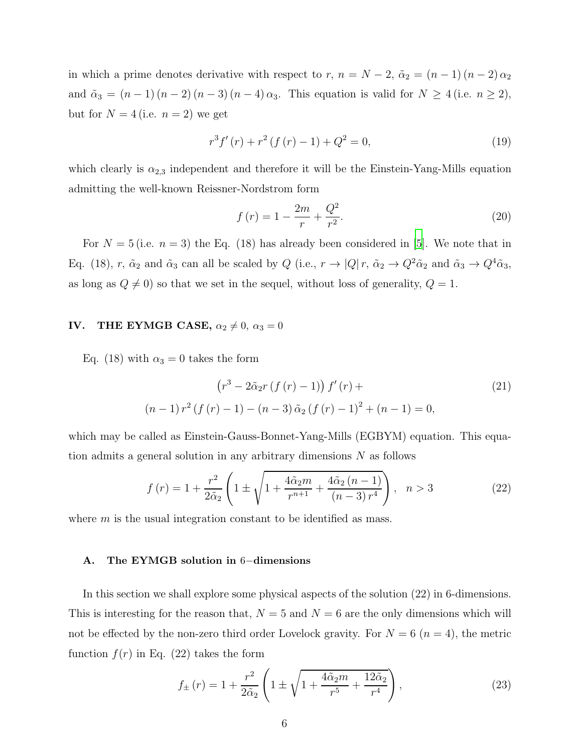in which a prime denotes derivative with respect to $r$, $n = N - 2$, $\tilde{\alpha}_2 = (n-1)(n-2)\alpha_2$ and $\tilde{\alpha}_3 = (n-1)(n-2)(n-3)(n-4)\alpha_3$. This equation is valid for $N \geq 4$ (i.e. $n \geq 2$), but for $N = 4$ (i.e. $n = 2$) we get

$$r^3 f'(r) + r^2 (f(r) - 1) + Q^2 = 0, \tag{19}$$

which clearly is $\alpha_{2,3}$ independent and therefore it will be the Einstein-Yang-Mills equation admitting the well-known Reissner-Nordstrom form

$$f(r) = 1 - \frac{2m}{r} + \frac{Q^2}{r^2}. \tag{20}$$

For $N = 5$ (i.e. $n = 3$) the Eq. (18) has already been considered in [5]. We note that in Eq. (18), $r$, $\tilde{\alpha}_2$ and $\tilde{\alpha}_3$ can all be scaled by $Q$ (i.e., $r \to |Q| r$, $\tilde{\alpha}_2 \to Q^2 \tilde{\alpha}_2$ and $\tilde{\alpha}_3 \to Q^4 \tilde{\alpha}_3$, as long as $Q \neq 0$) so that we set in the sequel, without loss of generality, $Q = 1$.

## IV. THE EYMGB CASE, $\alpha_2 \neq 0$, $\alpha_3 = 0$

Eq. (18) with $\alpha_3 = 0$ takes the form

$$\begin{gathered} \left(r^3 - 2\tilde{\alpha}_2 r (f(r) - 1)\right) f'(r) + \\ (n-1) r^2 (f(r) - 1) - (n-3) \tilde{\alpha}_2 (f(r) - 1)^2 + (n-1) = 0, \end{gathered} \tag{21}$$

which may be called as Einstein-Gauss-Bonnet-Yang-Mills (EGBYM) equation. This equation admits a general solution in any arbitrary dimensions $N$ as follows

$$f(r) = 1 + \frac{r^2}{2\tilde{\alpha}_2} \left(1 \pm \sqrt{1 + \frac{4\tilde{\alpha}_2 m}{r^{n+1}} + \frac{4\tilde{\alpha}_2 (n-1)}{(n-3) r^4}}\right), \quad n > 3 \tag{22}$$

where $m$ is the usual integration constant to be identified as mass.

### A. The EYMGB solution in 6−dimensions

In this section we shall explore some physical aspects of the solution (22) in 6-dimensions. This is interesting for the reason that, $N = 5$ and $N = 6$ are the only dimensions which will not be effected by the non-zero third order Lovelock gravity. For $N = 6$ ($n = 4$), the metric function $f(r)$ in Eq. (22) takes the form

$$f_{\pm}(r) = 1 + \frac{r^2}{2\tilde{\alpha}_2} \left(1 \pm \sqrt{1 + \frac{4\tilde{\alpha}_2 m}{r^5} + \frac{12\tilde{\alpha}_2}{r^4}}\right), \tag{23}$$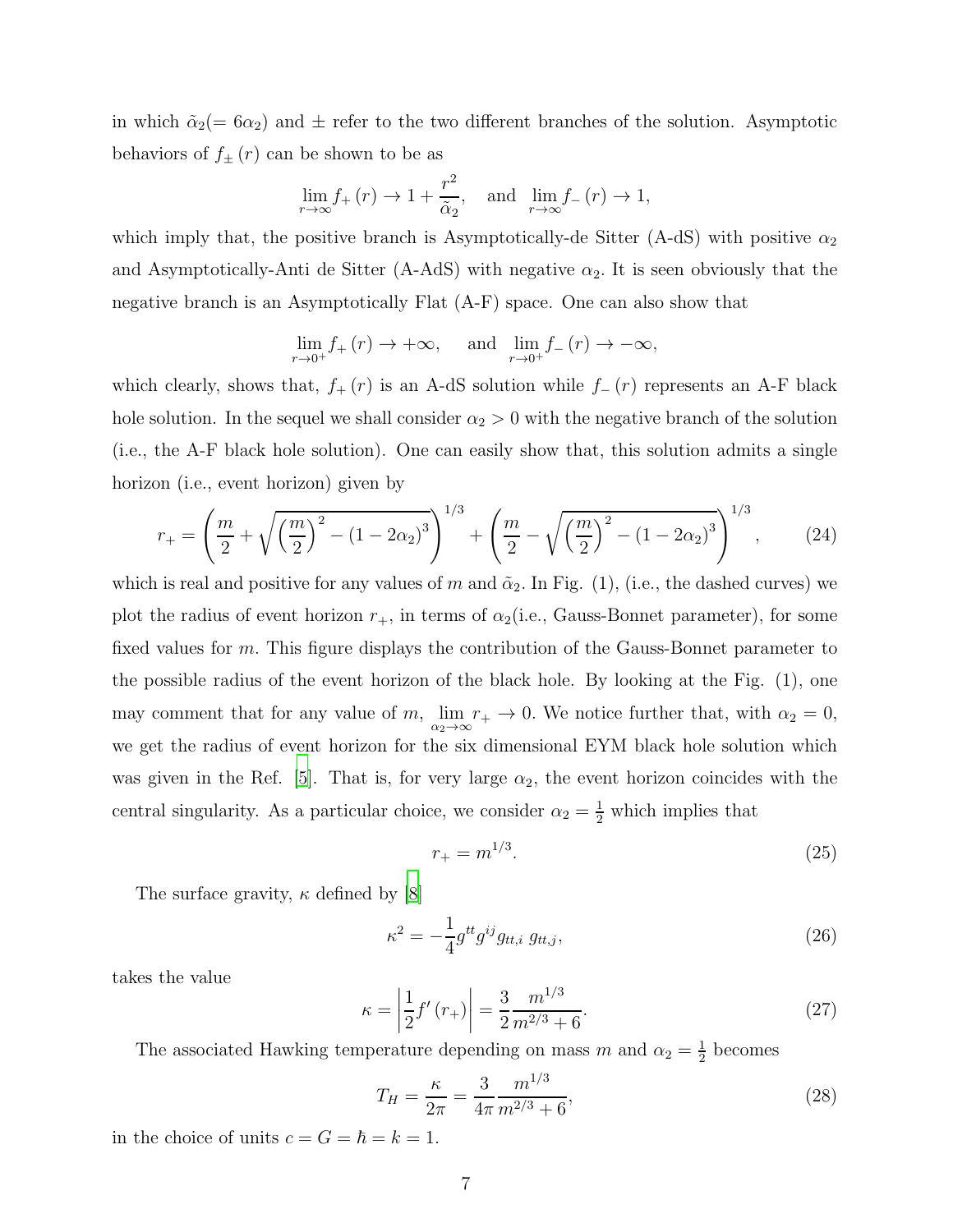in which $\tilde{\alpha}_2 (= 6\alpha_2)$ and $\pm$ refer to the two different branches of the solution. Asymptotic behaviors of $f_{\pm}(r)$ can be shown to be as

$$\lim_{r\to\infty} f_+(r) \to 1 + \frac{r^2}{\tilde{\alpha}_2}, \quad \text{and} \quad \lim_{r\to\infty} f_-(r) \to 1,$$

which imply that, the positive branch is Asymptotically-de Sitter (A-dS) with positive $\alpha_2$ and Asymptotically-Anti de Sitter (A-AdS) with negative $\alpha_2$. It is seen obviously that the negative branch is an Asymptotically Flat (A-F) space. One can also show that

$$\lim_{r\to 0^+} f_+(r) \to +\infty, \quad \text{and} \quad \lim_{r\to 0^+} f_-(r) \to -\infty,$$

which clearly, shows that, $f_+(r)$ is an A-dS solution while $f_-(r)$ represents an A-F black hole solution. In the sequel we shall consider $\alpha_2 > 0$ with the negative branch of the solution (i.e., the A-F black hole solution). One can easily show that, this solution admits a single horizon (i.e., event horizon) given by

$$r_+ = \left(\frac{m}{2} + \sqrt{\left(\frac{m}{2}\right)^2 - (1-2\alpha_2)^3}\right)^{1/3} + \left(\frac{m}{2} - \sqrt{\left(\frac{m}{2}\right)^2 - (1-2\alpha_2)^3}\right)^{1/3}, \tag{24}$$

which is real and positive for any values of $m$ and $\tilde{\alpha}_2$. In Fig. (1), (i.e., the dashed curves) we plot the radius of event horizon $r_+$, in terms of $\alpha_2$(i.e., Gauss-Bonnet parameter), for some fixed values for $m$. This figure displays the contribution of the Gauss-Bonnet parameter to the possible radius of the event horizon of the black hole. By looking at the Fig. (1), one may comment that for any value of $m$, $\lim_{\alpha_2\to\infty} r_+ \to 0$. We notice further that, with $\alpha_2 = 0$, we get the radius of event horizon for the six dimensional EYM black hole solution which was given in the Ref. [5]. That is, for very large $\alpha_2$, the event horizon coincides with the central singularity. As a particular choice, we consider $\alpha_2 = \frac{1}{2}$ which implies that

$$r_+ = m^{1/3}. \tag{25}$$

The surface gravity, $\kappa$ defined by [8]

$$\kappa^2 = -\frac{1}{4} g^{tt} g^{ij} g_{tt,i}\, g_{tt,j}, \tag{26}$$

takes the value

$$\kappa = \left|\frac{1}{2} f'(r_+)\right| = \frac{3}{2}\frac{m^{1/3}}{m^{2/3}+6}. \tag{27}$$

The associated Hawking temperature depending on mass $m$ and $\alpha_2 = \frac{1}{2}$ becomes

$$T_H = \frac{\kappa}{2\pi} = \frac{3}{4\pi}\frac{m^{1/3}}{m^{2/3}+6}, \tag{28}$$

in the choice of units $c = G = \hbar = k = 1$.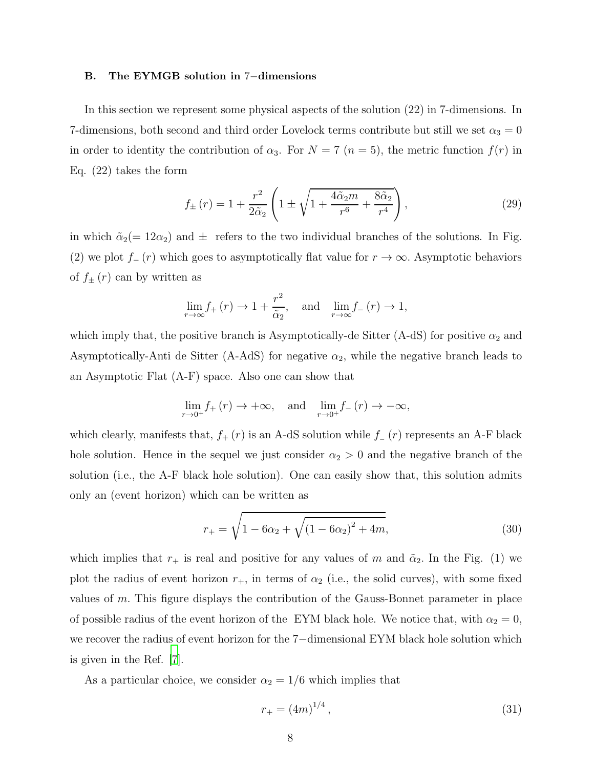### B. The EYMGB solution in 7−dimensions

In this section we represent some physical aspects of the solution (22) in 7-dimensions. In 7-dimensions, both second and third order Lovelock terms contribute but still we set $\alpha_3 = 0$ in order to identity the contribution of $\alpha_3$. For $N = 7$ $(n = 5)$, the metric function $f(r)$ in Eq. (22) takes the form

$$f_{\pm}(r) = 1 + \frac{r^2}{2\tilde{\alpha}_2}\left(1 \pm \sqrt{1 + \frac{4\tilde{\alpha}_2 m}{r^6} + \frac{8\tilde{\alpha}_2}{r^4}}\right), \tag{29}$$

in which $\tilde{\alpha}_2 (= 12\alpha_2)$ and $\pm$ refers to the two individual branches of the solutions. In Fig. (2) we plot $f_{-}(r)$ which goes to asymptotically flat value for $r \to \infty$. Asymptotic behaviors of $f_{\pm}(r)$ can by written as

$$\lim_{r\to\infty} f_{+}(r) \to 1 + \frac{r^2}{\tilde{\alpha}_2}, \quad \text{and} \quad \lim_{r\to\infty} f_{-}(r) \to 1,$$

which imply that, the positive branch is Asymptotically-de Sitter (A-dS) for positive $\alpha_2$ and Asymptotically-Anti de Sitter (A-AdS) for negative $\alpha_2$, while the negative branch leads to an Asymptotic Flat (A-F) space. Also one can show that

$$\lim_{r\to 0^+} f_{+}(r) \to +\infty, \quad \text{and} \quad \lim_{r\to 0^+} f_{-}(r) \to -\infty,$$

which clearly, manifests that, $f_{+}(r)$ is an A-dS solution while $f_{-}(r)$ represents an A-F black hole solution. Hence in the sequel we just consider $\alpha_2 > 0$ and the negative branch of the solution (i.e., the A-F black hole solution). One can easily show that, this solution admits only an (event horizon) which can be written as

$$r_{+} = \sqrt{1 - 6\alpha_2 + \sqrt{(1 - 6\alpha_2)^2 + 4m}}, \tag{30}$$

which implies that $r_{+}$ is real and positive for any values of $m$ and $\tilde{\alpha}_2$. In the Fig. (1) we plot the radius of event horizon $r_{+}$, in terms of $\alpha_2$ (i.e., the solid curves), with some fixed values of $m$. This figure displays the contribution of the Gauss-Bonnet parameter in place of possible radius of the event horizon of the EYM black hole. We notice that, with $\alpha_2 = 0$, we recover the radius of event horizon for the 7−dimensional EYM black hole solution which is given in the Ref. [7].

As a particular choice, we consider $\alpha_2 = 1/6$ which implies that

$$r_{+} = (4m)^{1/4}, \tag{31}$$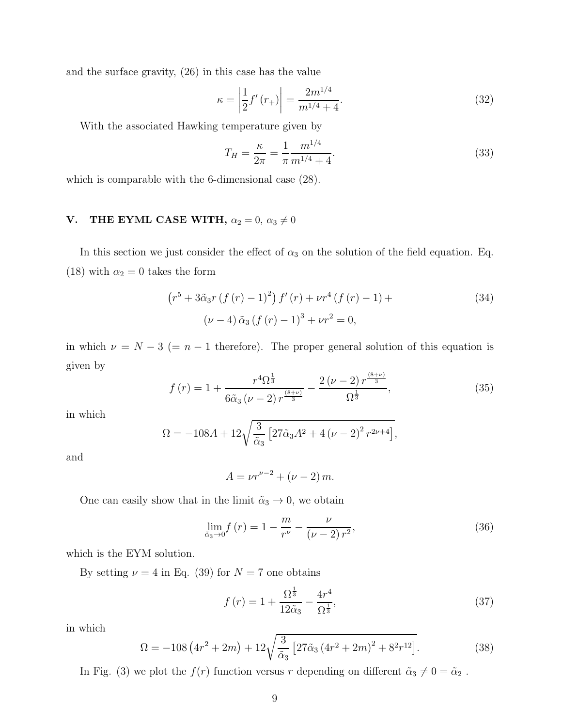and the surface gravity, (26) in this case has the value

$$\kappa = \left| \frac{1}{2} f'(r_+) \right| = \frac{2m^{1/4}}{m^{1/4}+4}. \tag{32}$$

With the associated Hawking temperature given by

$$T_H = \frac{\kappa}{2\pi} = \frac{1}{\pi} \frac{m^{1/4}}{m^{1/4}+4}. \tag{33}$$

which is comparable with the 6-dimensional case (28).

## V. THE EYML CASE WITH, $\alpha_2 = 0,\ \alpha_3 \neq 0$

In this section we just consider the effect of $\alpha_3$ on the solution of the field equation. Eq. (18) with $\alpha_2 = 0$ takes the form

$$\begin{aligned} &\left(r^5 + 3\tilde{\alpha}_3 r \left(f(r) - 1\right)^2\right) f'(r) + \nu r^4 \left(f(r) - 1\right) + \\ &\qquad (\nu - 4)\, \tilde{\alpha}_3 \left(f(r) - 1\right)^3 + \nu r^2 = 0, \end{aligned} \tag{34}$$

in which $\nu = N - 3$ ($= n - 1$ therefore). The proper general solution of this equation is given by

$$f(r) = 1 + \frac{r^4 \Omega^{\frac{1}{3}}}{6\tilde{\alpha}_3 (\nu - 2)\, r^{\frac{(8+\nu)}{3}}} - \frac{2(\nu - 2)\, r^{\frac{(8+\nu)}{3}}}{\Omega^{\frac{1}{3}}}, \tag{35}$$

in which

$$\Omega = -108A + 12\sqrt{\frac{3}{\tilde{\alpha}_3}\left[27\tilde{\alpha}_3 A^2 + 4(\nu - 2)^2 r^{2\nu+4}\right]},$$

and

$$A = \nu r^{\nu-2} + (\nu - 2)\, m.$$

One can easily show that in the limit $\tilde{\alpha}_3 \to 0$, we obtain

$$\lim_{\tilde{\alpha}_3 \to 0} f(r) = 1 - \frac{m}{r^\nu} - \frac{\nu}{(\nu - 2)\, r^2}, \tag{36}$$

which is the EYM solution.

By setting $\nu = 4$ in Eq. (39) for $N = 7$ one obtains

$$f(r) = 1 + \frac{\Omega^{\frac{1}{3}}}{12\tilde{\alpha}_3} - \frac{4r^4}{\Omega^{\frac{1}{3}}}, \tag{37}$$

in which

$$\Omega = -108\left(4r^2 + 2m\right) + 12\sqrt{\frac{3}{\tilde{\alpha}_3}\left[27\tilde{\alpha}_3\left(4r^2 + 2m\right)^2 + 8^2 r^{12}\right]}. \tag{38}$$

In Fig. (3) we plot the $f(r)$ function versus $r$ depending on different $\tilde{\alpha}_3 \neq 0 = \tilde{\alpha}_2$ .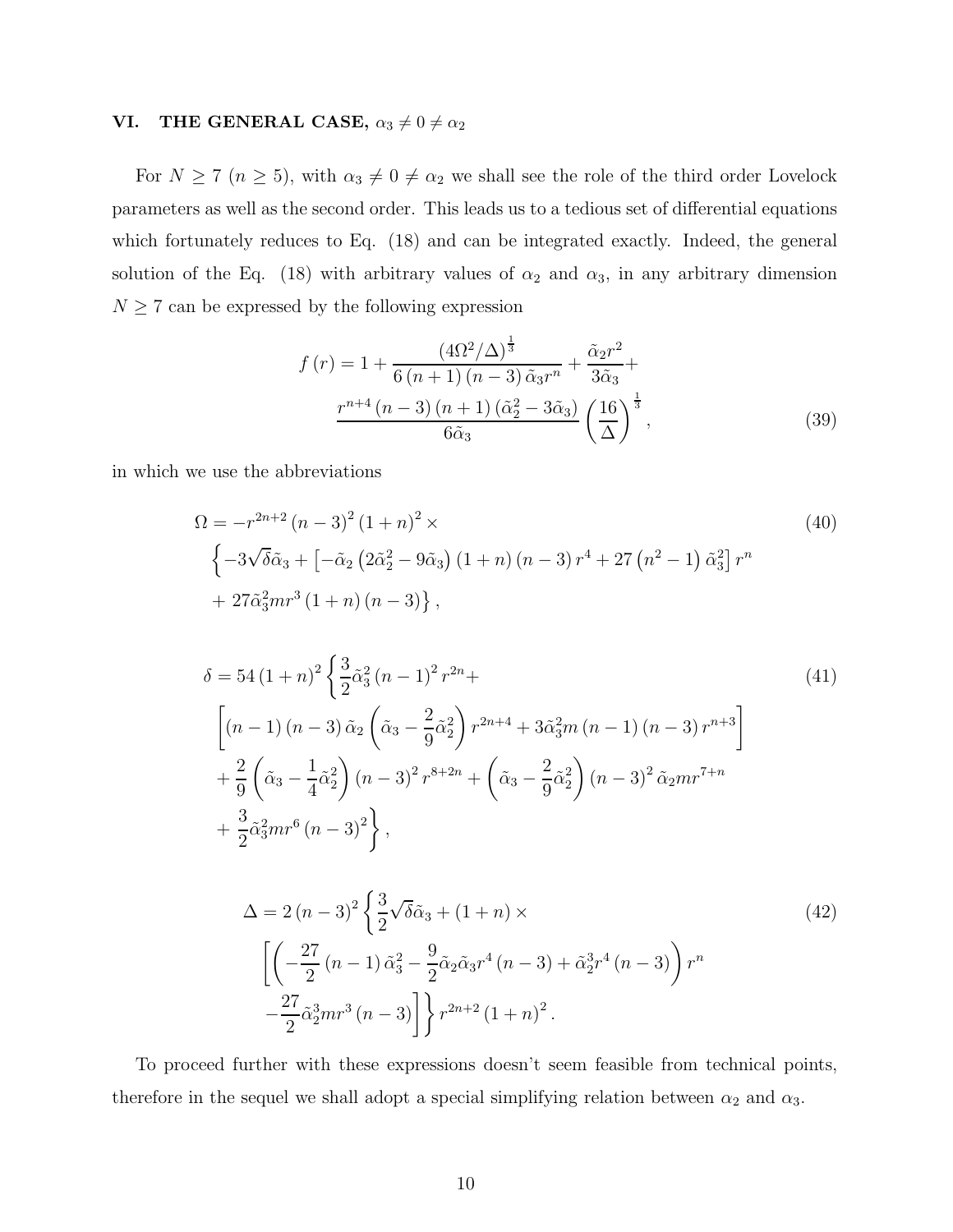## VI. THE GENERAL CASE, $\alpha_3 \neq 0 \neq \alpha_2$

For $N \geq 7$ ($n \geq 5$), with $\alpha_3 \neq 0 \neq \alpha_2$ we shall see the role of the third order Lovelock parameters as well as the second order. This leads us to a tedious set of differential equations which fortunately reduces to Eq. (18) and can be integrated exactly. Indeed, the general solution of the Eq. (18) with arbitrary values of $\alpha_2$ and $\alpha_3$, in any arbitrary dimension $N \geq 7$ can be expressed by the following expression

$$f(r) = 1 + \frac{(4\Omega^2/\Delta)^{\frac{1}{3}}}{6(n+1)(n-3)\tilde{\alpha}_3 r^n} + \frac{\tilde{\alpha}_2 r^2}{3\tilde{\alpha}_3} + \frac{r^{n+4}(n-3)(n+1)(\tilde{\alpha}_2^2 - 3\tilde{\alpha}_3)}{6\tilde{\alpha}_3}\left(\frac{16}{\Delta}\right)^{\frac{1}{3}}, \tag{39}$$

in which we use the abbreviations

$$\Omega = -r^{2n+2}(n-3)^2(1+n)^2 \times \Big\{-3\sqrt{\delta}\tilde{\alpha}_3 + \left[-\tilde{\alpha}_2\left(2\tilde{\alpha}_2^2 - 9\tilde{\alpha}_3\right)(1+n)(n-3)r^4 + 27\left(n^2-1\right)\tilde{\alpha}_3^2\right]r^n + 27\tilde{\alpha}_3^2 m r^3(1+n)(n-3)\Big\}, \tag{40}$$

$$\begin{aligned}\delta = 54(1+n)^2\Big\{&\frac{3}{2}\tilde{\alpha}_3^2(n-1)^2 r^{2n} + \left[(n-1)(n-3)\tilde{\alpha}_2\left(\tilde{\alpha}_3 - \frac{2}{9}\tilde{\alpha}_2^2\right)r^{2n+4} + 3\tilde{\alpha}_3^2 m(n-1)(n-3)r^{n+3}\right] \\ &+ \frac{2}{9}\left(\tilde{\alpha}_3 - \frac{1}{4}\tilde{\alpha}_2^2\right)(n-3)^2 r^{8+2n} + \left(\tilde{\alpha}_3 - \frac{2}{9}\tilde{\alpha}_2^2\right)(n-3)^2\tilde{\alpha}_2 m r^{7+n} \\ &+ \frac{3}{2}\tilde{\alpha}_3^2 m r^6(n-3)^2\Big\},\end{aligned} \tag{41}$$

$$\begin{aligned}\Delta = 2(n-3)^2\Big\{&\frac{3}{2}\sqrt{\delta}\tilde{\alpha}_3 + (1+n)\times \\ &\left[\left(-\frac{27}{2}(n-1)\tilde{\alpha}_3^2 - \frac{9}{2}\tilde{\alpha}_2\tilde{\alpha}_3 r^4(n-3) + \tilde{\alpha}_2^3 r^4(n-3)\right)r^n - \frac{27}{2}\tilde{\alpha}_2^3 m r^3(n-3)\right]\Big\}r^{2n+2}(1+n)^2.\end{aligned} \tag{42}$$

To proceed further with these expressions doesn't seem feasible from technical points, therefore in the sequel we shall adopt a special simplifying relation between $\alpha_2$ and $\alpha_3$.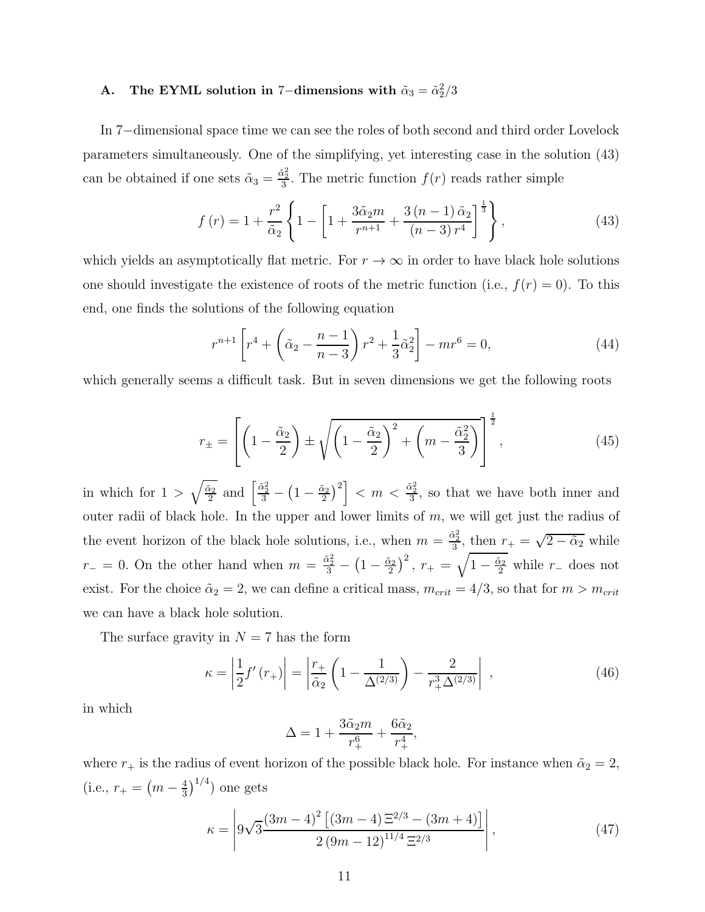### A. The EYML solution in 7−dimensions with $\tilde{\alpha}_3 = \tilde{\alpha}_2^2/3$

In 7−dimensional space time we can see the roles of both second and third order Lovelock parameters simultaneously. One of the simplifying, yet interesting case in the solution (43) can be obtained if one sets $\tilde{\alpha}_3 = \frac{\tilde{\alpha}_2^2}{3}$. The metric function $f(r)$ reads rather simple

$$f(r) = 1 + \frac{r^2}{\tilde{\alpha}_2}\left\{1 - \left[1 + \frac{3\tilde{\alpha}_2 m}{r^{n+1}} + \frac{3(n-1)\tilde{\alpha}_2}{(n-3)r^4}\right]^{\frac{1}{3}}\right\}, \tag{43}$$

which yields an asymptotically flat metric. For $r \to \infty$ in order to have black hole solutions one should investigate the existence of roots of the metric function (i.e., $f(r) = 0$). To this end, one finds the solutions of the following equation

$$r^{n+1}\left[r^4 + \left(\tilde{\alpha}_2 - \frac{n-1}{n-3}\right)r^2 + \frac{1}{3}\tilde{\alpha}_2^2\right] - mr^6 = 0, \tag{44}$$

which generally seems a difficult task. But in seven dimensions we get the following roots

$$r_{\pm} = \left[\left(1 - \frac{\tilde{\alpha}_2}{2}\right) \pm \sqrt{\left(1 - \frac{\tilde{\alpha}_2}{2}\right)^2 + \left(m - \frac{\tilde{\alpha}_2^2}{3}\right)}\right]^{\frac{1}{2}}, \tag{45}$$

in which for $1 > \sqrt{\frac{\tilde{\alpha}_2}{2}}$ and $\left[\frac{\tilde{\alpha}_2^2}{3} - \left(1 - \frac{\tilde{\alpha}_2}{2}\right)^2\right] < m < \frac{\tilde{\alpha}_2^2}{3}$, so that we have both inner and outer radii of black hole. In the upper and lower limits of $m$, we will get just the radius of the event horizon of the black hole solutions, i.e., when $m = \frac{\tilde{\alpha}_2^2}{3}$, then $r_+ = \sqrt{2 - \tilde{\alpha}_2}$ while $r_- = 0$. On the other hand when $m = \frac{\tilde{\alpha}_2^2}{3} - \left(1 - \frac{\tilde{\alpha}_2}{2}\right)^2$, $r_+ = \sqrt{1 - \frac{\tilde{\alpha}_2}{2}}$ while $r_-$ does not exist. For the choice $\tilde{\alpha}_2 = 2$, we can define a critical mass, $m_{crit} = 4/3$, so that for $m > m_{crit}$ we can have a black hole solution.

The surface gravity in $N = 7$ has the form

$$\kappa = \left|\frac{1}{2}f'(r_+)\right| = \left|\frac{r_+}{\tilde{\alpha}_2}\left(1 - \frac{1}{\Delta^{(2/3)}}\right) - \frac{2}{r_+^3\Delta^{(2/3)}}\right|, \tag{46}$$

in which

$$\Delta = 1 + \frac{3\tilde{\alpha}_2 m}{r_+^6} + \frac{6\tilde{\alpha}_2}{r_+^4},$$

where $r_+$ is the radius of event horizon of the possible black hole. For instance when $\tilde{\alpha}_2 = 2$, (i.e., $r_+ = \left(m - \frac{4}{3}\right)^{1/4}$) one gets

$$\kappa = \left|9\sqrt{3}\frac{(3m-4)^2\left[(3m-4)\,\Xi^{2/3} - (3m+4)\right]}{2\,(9m-12)^{11/4}\,\Xi^{2/3}}\right|, \tag{47}$$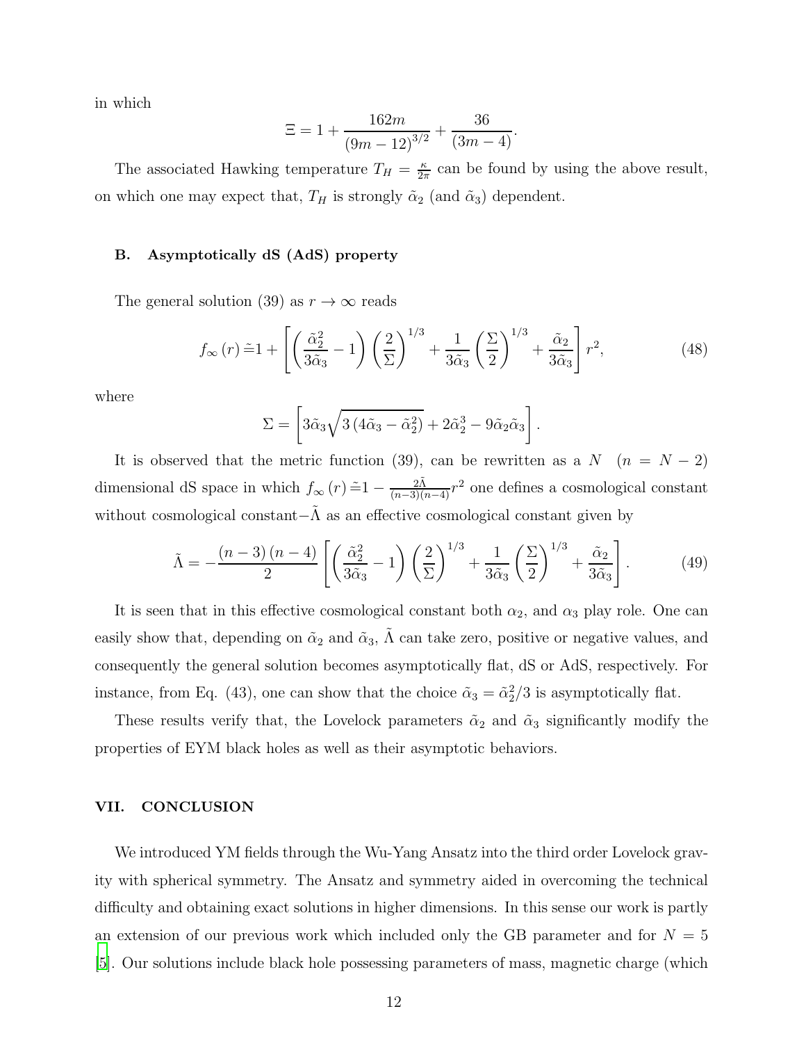in which

$$\Xi = 1 + \frac{162m}{(9m-12)^{3/2}} + \frac{36}{(3m-4)}.$$

The associated Hawking temperature $T_H = \frac{\kappa}{2\pi}$ can be found by using the above result, on which one may expect that, $T_H$ is strongly $\tilde{\alpha}_2$ (and $\tilde{\alpha}_3$) dependent.

### B. Asymptotically dS (AdS) property

The general solution (39) as $r \to \infty$ reads

$$f_\infty(r) \tilde{=} 1 + \left[ \left( \frac{\tilde{\alpha}_2^2}{3\tilde{\alpha}_3} - 1 \right) \left( \frac{2}{\Sigma} \right)^{1/3} + \frac{1}{3\tilde{\alpha}_3} \left( \frac{\Sigma}{2} \right)^{1/3} + \frac{\tilde{\alpha}_2}{3\tilde{\alpha}_3} \right] r^2, \tag{48}$$

where

$$\Sigma = \left[ 3\tilde{\alpha}_3 \sqrt{3\left(4\tilde{\alpha}_3 - \tilde{\alpha}_2^2\right)} + 2\tilde{\alpha}_2^3 - 9\tilde{\alpha}_2\tilde{\alpha}_3 \right].$$

It is observed that the metric function (39), can be rewritten as a $N \quad (n = N-2)$ dimensional dS space in which $f_\infty(r) \tilde{=} 1 - \frac{2\tilde{\Lambda}}{(n-3)(n-4)} r^2$ one defines a cosmological constant without cosmological constant$-\tilde{\Lambda}$ as an effective cosmological constant given by

$$\tilde{\Lambda} = -\frac{(n-3)(n-4)}{2} \left[ \left( \frac{\tilde{\alpha}_2^2}{3\tilde{\alpha}_3} - 1 \right) \left( \frac{2}{\Sigma} \right)^{1/3} + \frac{1}{3\tilde{\alpha}_3} \left( \frac{\Sigma}{2} \right)^{1/3} + \frac{\tilde{\alpha}_2}{3\tilde{\alpha}_3} \right]. \tag{49}$$

It is seen that in this effective cosmological constant both $\alpha_2$, and $\alpha_3$ play role. One can easily show that, depending on $\tilde{\alpha}_2$ and $\tilde{\alpha}_3$, $\tilde{\Lambda}$ can take zero, positive or negative values, and consequently the general solution becomes asymptotically flat, dS or AdS, respectively. For instance, from Eq. (43), one can show that the choice $\tilde{\alpha}_3 = \tilde{\alpha}_2^2/3$ is asymptotically flat.

These results verify that, the Lovelock parameters $\tilde{\alpha}_2$ and $\tilde{\alpha}_3$ significantly modify the properties of EYM black holes as well as their asymptotic behaviors.

## VII. CONCLUSION

We introduced YM fields through the Wu-Yang Ansatz into the third order Lovelock gravity with spherical symmetry. The Ansatz and symmetry aided in overcoming the technical difficulty and obtaining exact solutions in higher dimensions. In this sense our work is partly an extension of our previous work which included only the GB parameter and for $N = 5$ [5]. Our solutions include black hole possessing parameters of mass, magnetic charge (which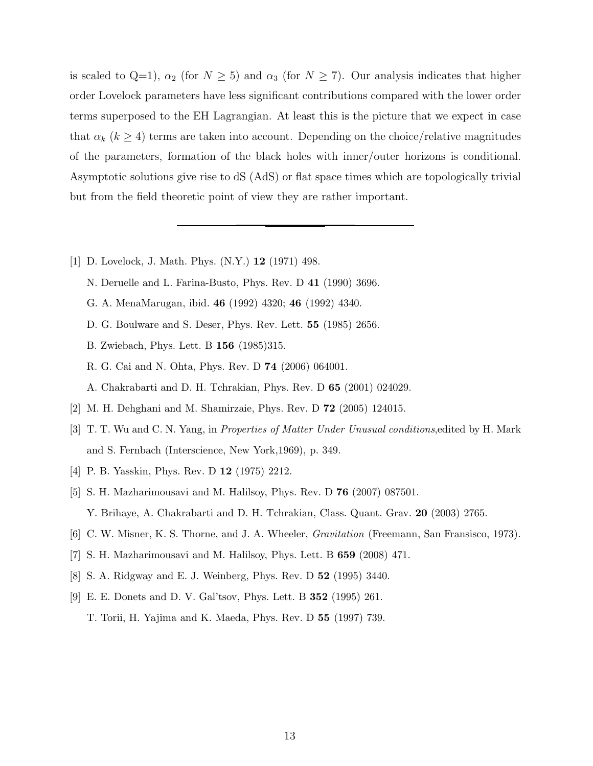is scaled to Q=1), $\alpha_2$ (for $N \geq 5$) and $\alpha_3$ (for $N \geq 7$). Our analysis indicates that higher order Lovelock parameters have less significant contributions compared with the lower order terms superposed to the EH Lagrangian. At least this is the picture that we expect in case that $\alpha_k$ ($k \geq 4$) terms are taken into account. Depending on the choice/relative magnitudes of the parameters, formation of the black holes with inner/outer horizons is conditional. Asymptotic solutions give rise to dS (AdS) or flat space times which are topologically trivial but from the field theoretic point of view they are rather important.

---

[1] D. Lovelock, J. Math. Phys. (N.Y.) **12** (1971) 498.
N. Deruelle and L. Farina-Busto, Phys. Rev. D **41** (1990) 3696.
G. A. MenaMarugan, ibid. **46** (1992) 4320; **46** (1992) 4340.
D. G. Boulware and S. Deser, Phys. Rev. Lett. **55** (1985) 2656.
B. Zwiebach, Phys. Lett. B **156** (1985)315.
R. G. Cai and N. Ohta, Phys. Rev. D **74** (2006) 064001.
A. Chakrabarti and D. H. Tchrakian, Phys. Rev. D **65** (2001) 024029.

[2] M. H. Dehghani and M. Shamirzaie, Phys. Rev. D **72** (2005) 124015.

[3] T. T. Wu and C. N. Yang, in *Properties of Matter Under Unusual conditions*,edited by H. Mark and S. Fernbach (Interscience, New York,1969), p. 349.

[4] P. B. Yasskin, Phys. Rev. D **12** (1975) 2212.

[5] S. H. Mazharimousavi and M. Halilsoy, Phys. Rev. D **76** (2007) 087501.
Y. Brihaye, A. Chakrabarti and D. H. Tchrakian, Class. Quant. Grav. **20** (2003) 2765.

[6] C. W. Misner, K. S. Thorne, and J. A. Wheeler, *Gravitation* (Freemann, San Fransisco, 1973).

[7] S. H. Mazharimousavi and M. Halilsoy, Phys. Lett. B **659** (2008) 471.

[8] S. A. Ridgway and E. J. Weinberg, Phys. Rev. D **52** (1995) 3440.

[9] E. E. Donets and D. V. Gal'tsov, Phys. Lett. B **352** (1995) 261.
T. Torii, H. Yajima and K. Maeda, Phys. Rev. D **55** (1997) 739.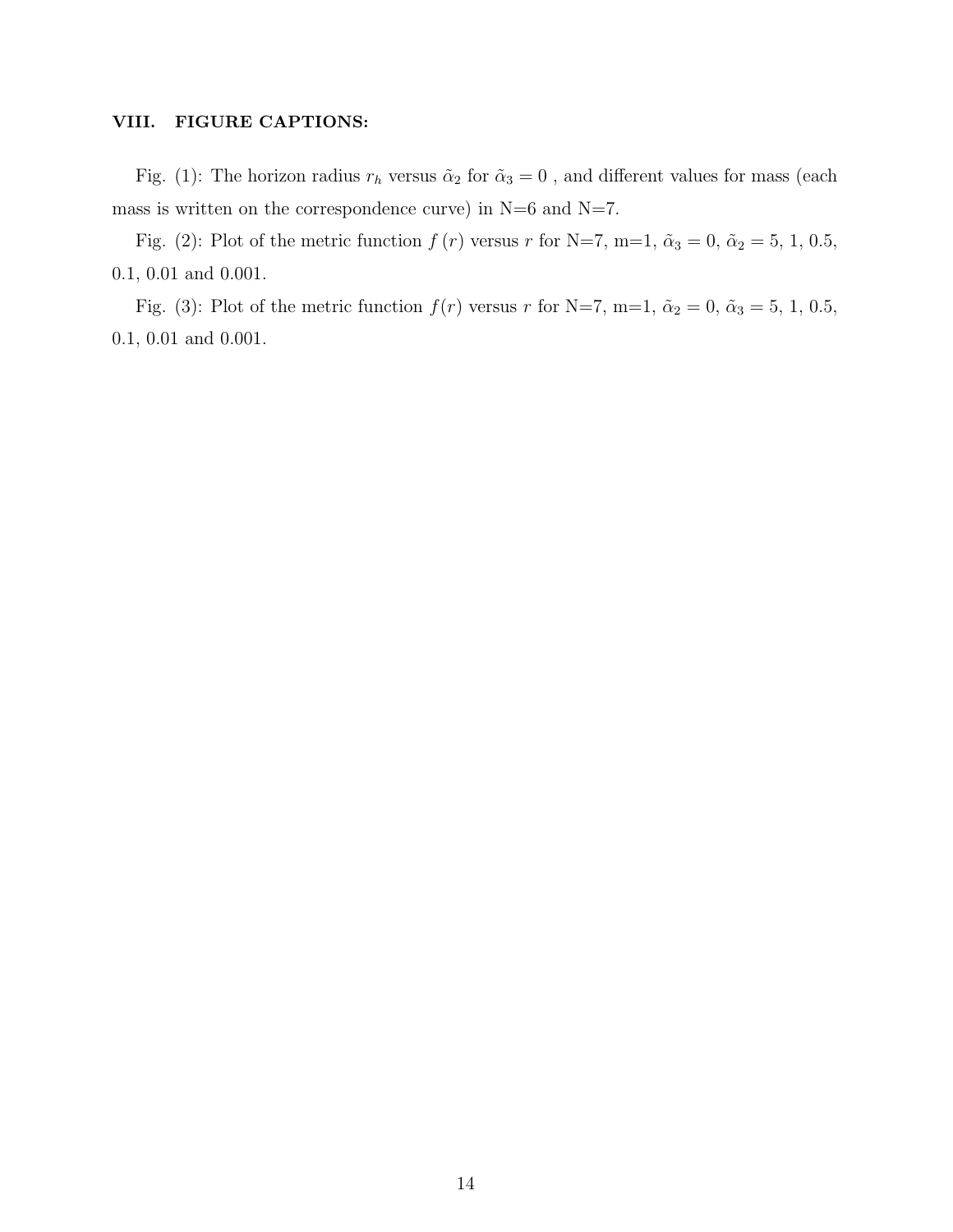## VIII. FIGURE CAPTIONS:

Fig. (1): The horizon radius $r_h$ versus $\tilde{\alpha}_2$ for $\tilde{\alpha}_3 = 0$ , and different values for mass (each mass is written on the correspondence curve) in N=6 and N=7.

Fig. (2): Plot of the metric function $f(r)$ versus $r$ for N=7, m=1, $\tilde{\alpha}_3 = 0$, $\tilde{\alpha}_2 = 5$, 1, 0.5, 0.1, 0.01 and 0.001.

Fig. (3): Plot of the metric function $f(r)$ versus $r$ for N=7, m=1, $\tilde{\alpha}_2 = 0$, $\tilde{\alpha}_3 = 5$, 1, 0.5, 0.1, 0.01 and 0.001.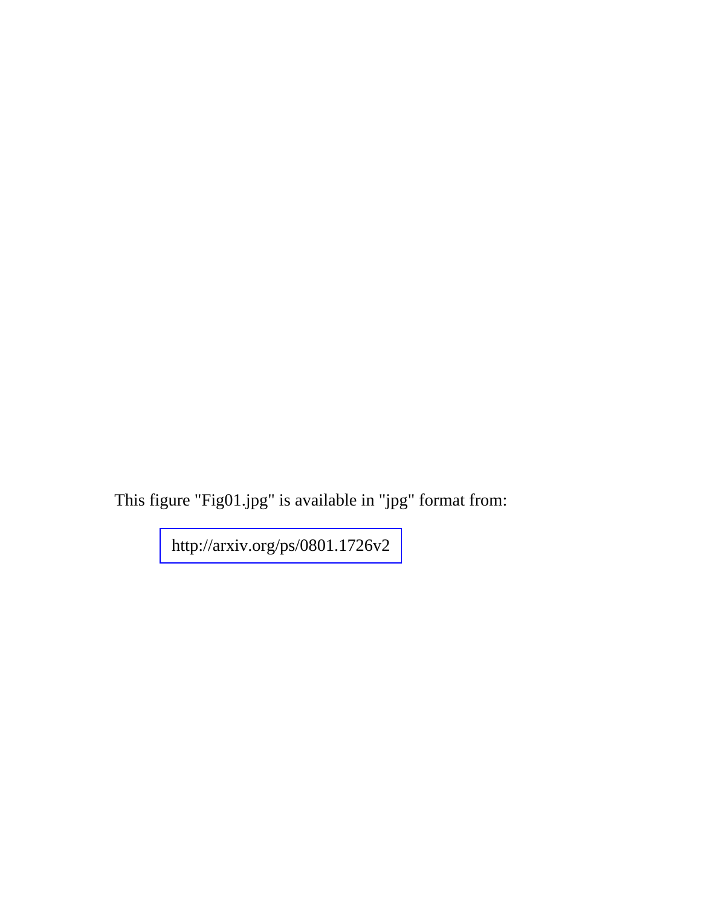This figure "Fig01.jpg" is available in "jpg" format from:

http://arxiv.org/ps/0801.1726v2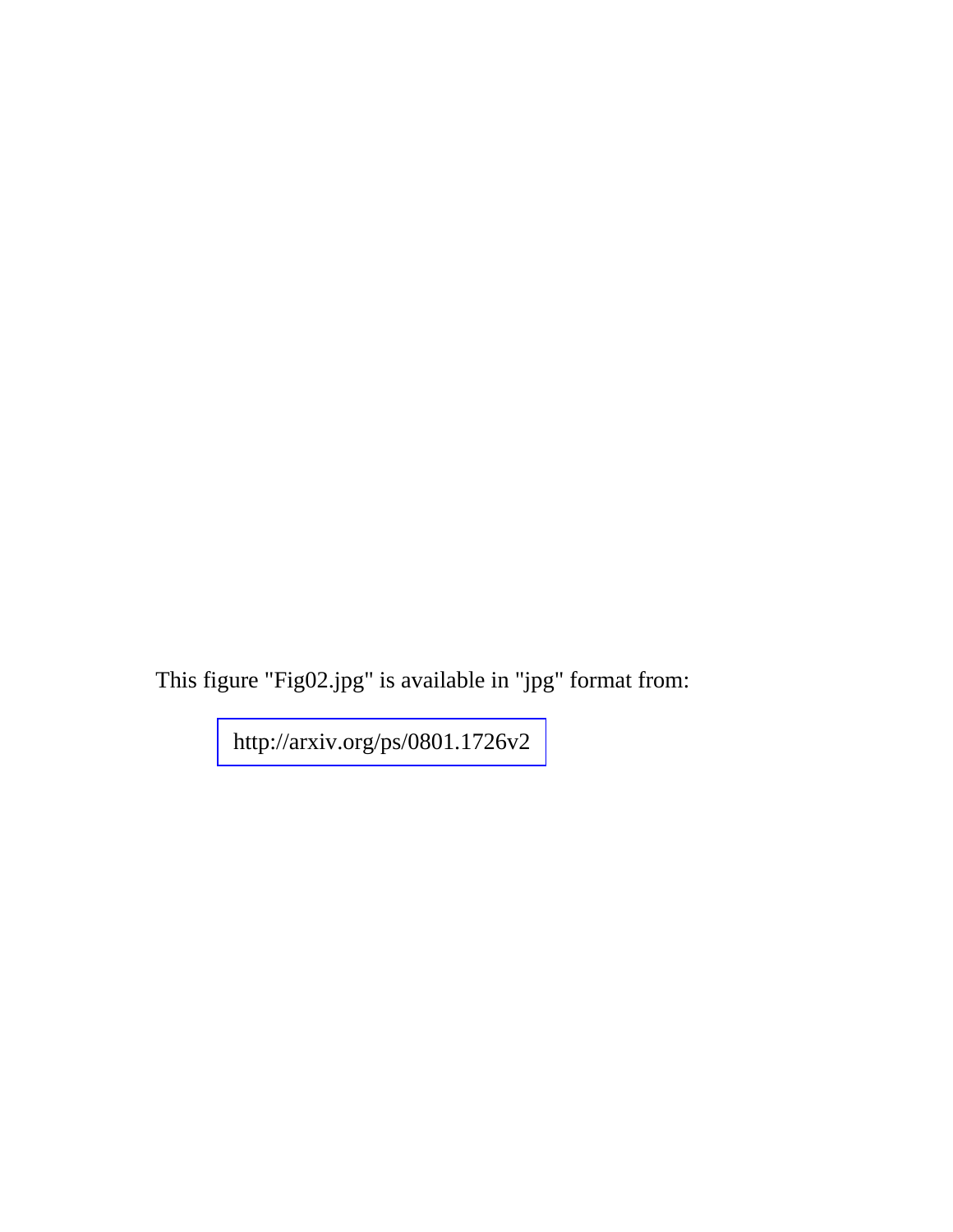This figure "Fig02.jpg" is available in "jpg" format from:

http://arxiv.org/ps/0801.1726v2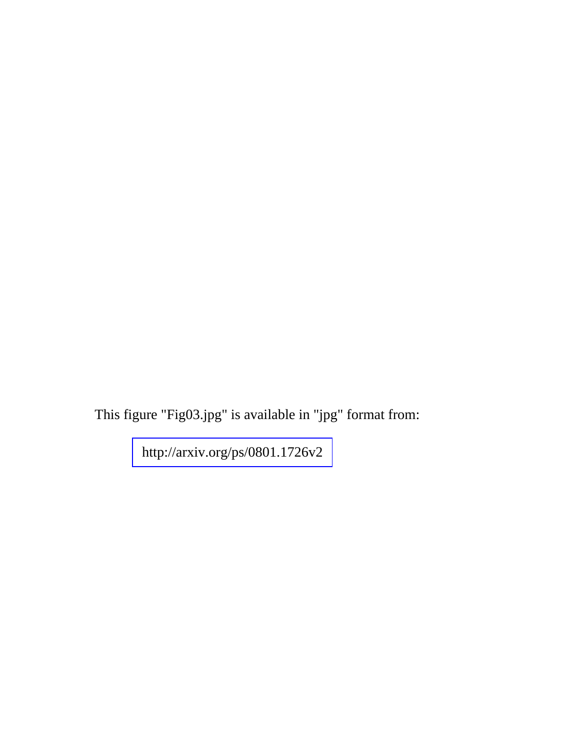This figure "Fig03.jpg" is available in "jpg" format from:

http://arxiv.org/ps/0801.1726v2